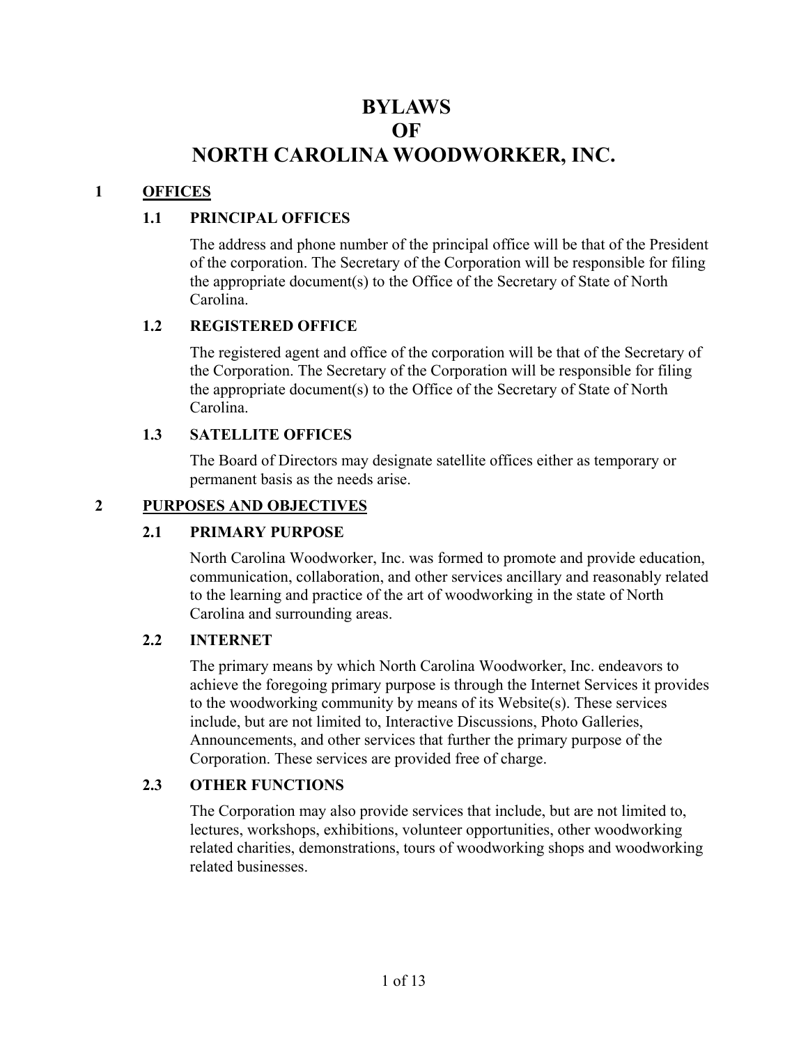# BYLAWS OF NORTH CAROLINA WOODWORKER, INC.

## 1 OFFICES

### 1.1 PRINCIPAL OFFICES

The address and phone number of the principal office will be that of the President of the corporation. The Secretary of the Corporation will be responsible for filing the appropriate document(s) to the Office of the Secretary of State of North Carolina.

### 1.2 REGISTERED OFFICE

The registered agent and office of the corporation will be that of the Secretary of the Corporation. The Secretary of the Corporation will be responsible for filing the appropriate document(s) to the Office of the Secretary of State of North Carolina.

### 1.3 SATELLITE OFFICES

The Board of Directors may designate satellite offices either as temporary or permanent basis as the needs arise.

## 2 PURPOSES AND OBJECTIVES

### 2.1 PRIMARY PURPOSE

North Carolina Woodworker, Inc. was formed to promote and provide education, communication, collaboration, and other services ancillary and reasonably related to the learning and practice of the art of woodworking in the state of North Carolina and surrounding areas.

### 2.2 INTERNET

The primary means by which North Carolina Woodworker, Inc. endeavors to achieve the foregoing primary purpose is through the Internet Services it provides to the woodworking community by means of its Website(s). These services include, but are not limited to, Interactive Discussions, Photo Galleries, Announcements, and other services that further the primary purpose of the Corporation. These services are provided free of charge.

### 2.3 OTHER FUNCTIONS

The Corporation may also provide services that include, but are not limited to, lectures, workshops, exhibitions, volunteer opportunities, other woodworking related charities, demonstrations, tours of woodworking shops and woodworking related businesses.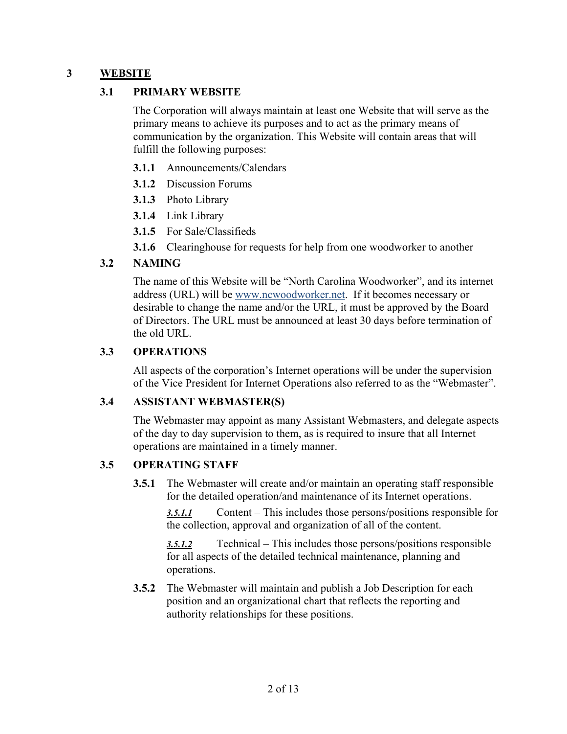# 3 WEBSITE

## 3.1 PRIMARY WEBSITE

The Corporation will always maintain at least one Website that will serve as the primary means to achieve its purposes and to act as the primary means of communication by the organization. This Website will contain areas that will fulfill the following purposes:

**3.1.1** Announcements/Calendars

**3.1.2** Discussion Forums

**3.1.3** Photo Library

**3.1.4** Link Library

**3.1.5** For Sale/Classifieds

**3.1.6** Clearinghouse for requests for help from one woodworker to another

## 3.2 NAMING

The name of this Website will be "North Carolina Woodworker", and its internet address (URL) will be www.ncwoodworker.net. If it becomes necessary or desirable to change the name and/or the URL, it must be approved by the Board of Directors. The URL must be announced at least 30 days before termination of the old URL.

## 3.3 OPERATIONS

All aspects of the corporation's Internet operations will be under the supervision of the Vice President for Internet Operations also referred to as the "Webmaster".

## 3.4 ASSISTANT WEBMASTER(S)

The Webmaster may appoint as many Assistant Webmasters, and delegate aspects of the day to day supervision to them, as is required to insure that all Internet operations are maintained in a timely manner.

## 3.5 OPERATING STAFF

**3.5.1** The Webmaster will create and/or maintain an operating staff responsible for the detailed operation/and maintenance of its Internet operations.

***3.5.1.1*** Content – This includes those persons/positions responsible for the collection, approval and organization of all of the content.

***3.5.1.2*** Technical – This includes those persons/positions responsible for all aspects of the detailed technical maintenance, planning and operations.

**3.5.2** The Webmaster will maintain and publish a Job Description for each position and an organizational chart that reflects the reporting and authority relationships for these positions.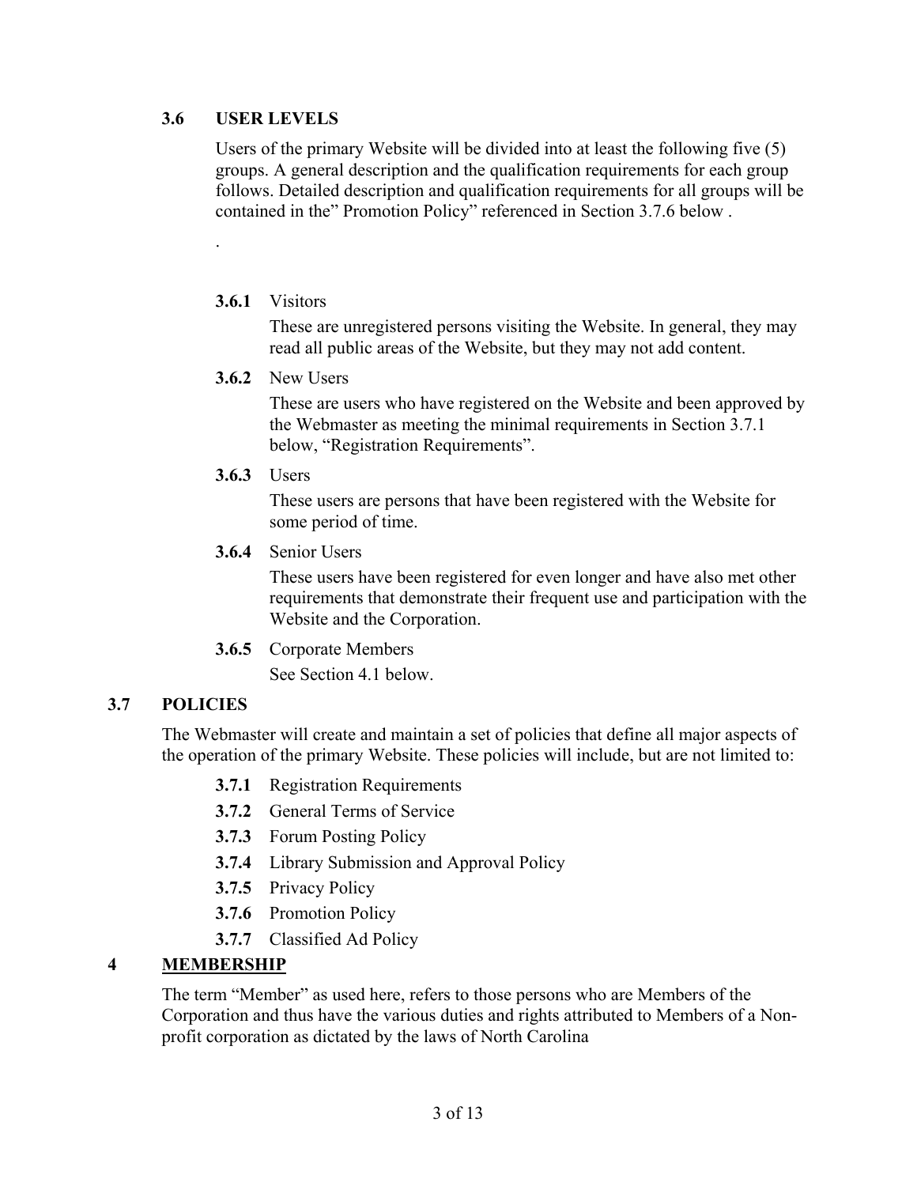### 3.6 USER LEVELS

Users of the primary Website will be divided into at least the following five (5) groups. A general description and the qualification requirements for each group follows. Detailed description and qualification requirements for all groups will be contained in the" Promotion Policy" referenced in Section 3.7.6 below .

.

**3.6.1** Visitors

These are unregistered persons visiting the Website. In general, they may read all public areas of the Website, but they may not add content.

**3.6.2** New Users

These are users who have registered on the Website and been approved by the Webmaster as meeting the minimal requirements in Section 3.7.1 below, "Registration Requirements".

**3.6.3** Users

These users are persons that have been registered with the Website for some period of time.

**3.6.4** Senior Users

These users have been registered for even longer and have also met other requirements that demonstrate their frequent use and participation with the Website and the Corporation.

**3.6.5** Corporate Members

See Section 4.1 below.

### 3.7 POLICIES

The Webmaster will create and maintain a set of policies that define all major aspects of the operation of the primary Website. These policies will include, but are not limited to:

- **3.7.1** Registration Requirements
- **3.7.2** General Terms of Service
- **3.7.3** Forum Posting Policy
- **3.7.4** Library Submission and Approval Policy
- **3.7.5** Privacy Policy
- **3.7.6** Promotion Policy
- **3.7.7** Classified Ad Policy

## 4 MEMBERSHIP

The term "Member" as used here, refers to those persons who are Members of the Corporation and thus have the various duties and rights attributed to Members of a Non-profit corporation as dictated by the laws of North Carolina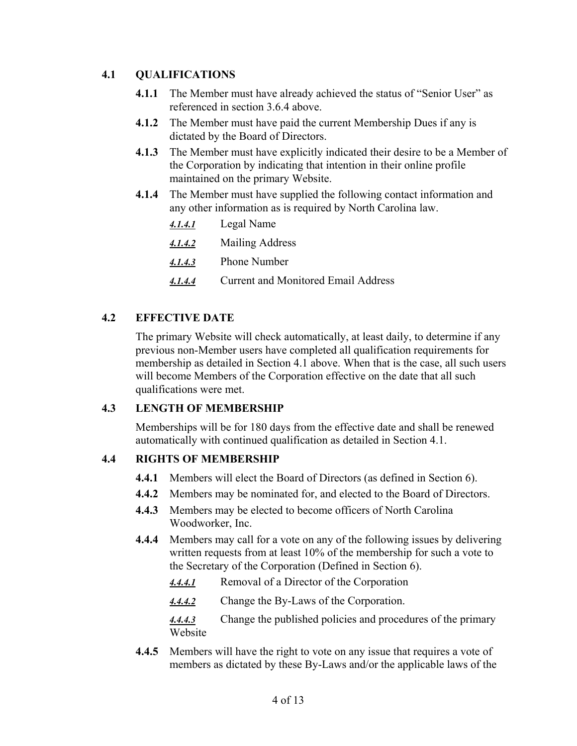### 4.1 QUALIFICATIONS

**4.1.1** The Member must have already achieved the status of "Senior User" as referenced in section 3.6.4 above.

**4.1.2** The Member must have paid the current Membership Dues if any is dictated by the Board of Directors.

**4.1.3** The Member must have explicitly indicated their desire to be a Member of the Corporation by indicating that intention in their online profile maintained on the primary Website.

**4.1.4** The Member must have supplied the following contact information and any other information as is required by North Carolina law.

- ***4.1.4.1*** Legal Name
- ***4.1.4.2*** Mailing Address
- ***4.1.4.3*** Phone Number
- ***4.1.4.4*** Current and Monitored Email Address

### 4.2 EFFECTIVE DATE

The primary Website will check automatically, at least daily, to determine if any previous non-Member users have completed all qualification requirements for membership as detailed in Section 4.1 above. When that is the case, all such users will become Members of the Corporation effective on the date that all such qualifications were met.

### 4.3 LENGTH OF MEMBERSHIP

Memberships will be for 180 days from the effective date and shall be renewed automatically with continued qualification as detailed in Section 4.1.

### 4.4 RIGHTS OF MEMBERSHIP

**4.4.1** Members will elect the Board of Directors (as defined in Section 6).

**4.4.2** Members may be nominated for, and elected to the Board of Directors.

**4.4.3** Members may be elected to become officers of North Carolina Woodworker, Inc.

**4.4.4** Members may call for a vote on any of the following issues by delivering written requests from at least 10% of the membership for such a vote to the Secretary of the Corporation (Defined in Section 6).

- ***4.4.4.1*** Removal of a Director of the Corporation
- ***4.4.4.2*** Change the By-Laws of the Corporation.
- ***4.4.4.3*** Change the published policies and procedures of the primary Website

**4.4.5** Members will have the right to vote on any issue that requires a vote of members as dictated by these By-Laws and/or the applicable laws of the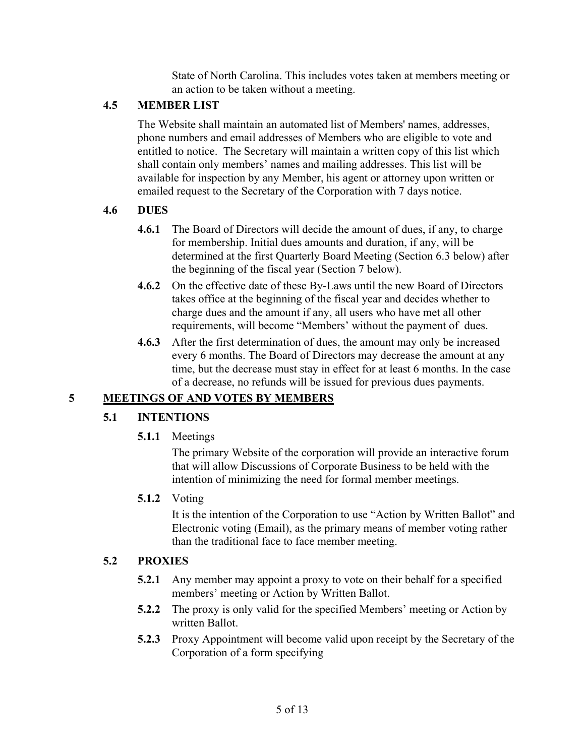State of North Carolina. This includes votes taken at members meeting or an action to be taken without a meeting.

### 4.5 MEMBER LIST

The Website shall maintain an automated list of Members' names, addresses, phone numbers and email addresses of Members who are eligible to vote and entitled to notice. The Secretary will maintain a written copy of this list which shall contain only members' names and mailing addresses. This list will be available for inspection by any Member, his agent or attorney upon written or emailed request to the Secretary of the Corporation with 7 days notice.

### 4.6 DUES

**4.6.1** The Board of Directors will decide the amount of dues, if any, to charge for membership. Initial dues amounts and duration, if any, will be determined at the first Quarterly Board Meeting (Section 6.3 below) after the beginning of the fiscal year (Section 7 below).

**4.6.2** On the effective date of these By-Laws until the new Board of Directors takes office at the beginning of the fiscal year and decides whether to charge dues and the amount if any, all users who have met all other requirements, will become "Members' without the payment of dues.

**4.6.3** After the first determination of dues, the amount may only be increased every 6 months. The Board of Directors may decrease the amount at any time, but the decrease must stay in effect for at least 6 months. In the case of a decrease, no refunds will be issued for previous dues payments.

## 5 MEETINGS OF AND VOTES BY MEMBERS

### 5.1 INTENTIONS

**5.1.1** Meetings

The primary Website of the corporation will provide an interactive forum that will allow Discussions of Corporate Business to be held with the intention of minimizing the need for formal member meetings.

**5.1.2** Voting

It is the intention of the Corporation to use "Action by Written Ballot" and Electronic voting (Email), as the primary means of member voting rather than the traditional face to face member meeting.

### 5.2 PROXIES

**5.2.1** Any member may appoint a proxy to vote on their behalf for a specified members' meeting or Action by Written Ballot.

**5.2.2** The proxy is only valid for the specified Members' meeting or Action by written Ballot.

**5.2.3** Proxy Appointment will become valid upon receipt by the Secretary of the Corporation of a form specifying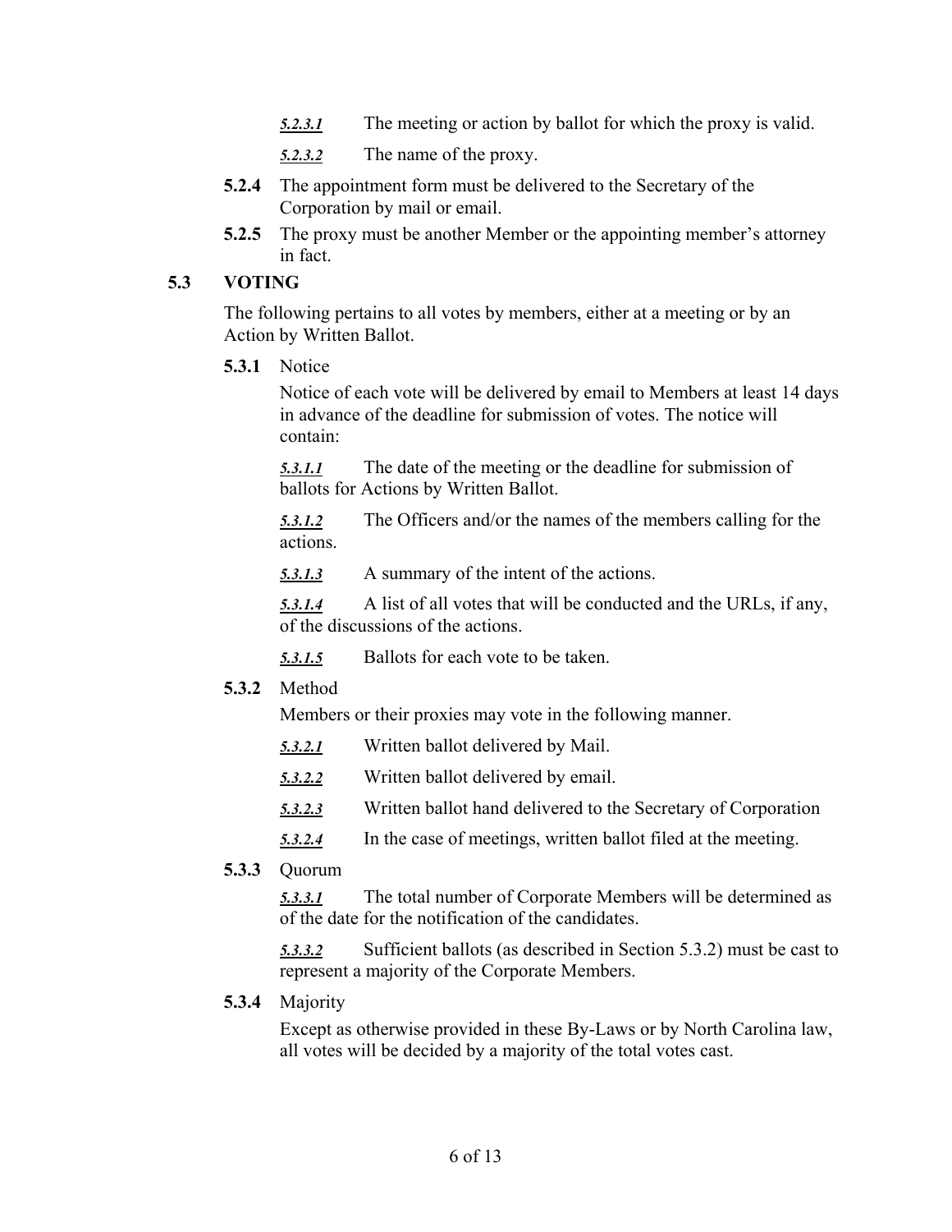***5.2.3.1*** The meeting or action by ballot for which the proxy is valid.

***5.2.3.2*** The name of the proxy.

**5.2.4** The appointment form must be delivered to the Secretary of the Corporation by mail or email.

**5.2.5** The proxy must be another Member or the appointing member's attorney in fact.

## 5.3 VOTING

The following pertains to all votes by members, either at a meeting or by an Action by Written Ballot.

**5.3.1** Notice

Notice of each vote will be delivered by email to Members at least 14 days in advance of the deadline for submission of votes. The notice will contain:

***5.3.1.1*** The date of the meeting or the deadline for submission of ballots for Actions by Written Ballot.

***5.3.1.2*** The Officers and/or the names of the members calling for the actions.

***5.3.1.3*** A summary of the intent of the actions.

***5.3.1.4*** A list of all votes that will be conducted and the URLs, if any, of the discussions of the actions.

***5.3.1.5*** Ballots for each vote to be taken.

**5.3.2** Method

Members or their proxies may vote in the following manner.

***5.3.2.1*** Written ballot delivered by Mail.

***5.3.2.2*** Written ballot delivered by email.

***5.3.2.3*** Written ballot hand delivered to the Secretary of Corporation

***5.3.2.4*** In the case of meetings, written ballot filed at the meeting.

**5.3.3** Quorum

***5.3.3.1*** The total number of Corporate Members will be determined as of the date for the notification of the candidates.

***5.3.3.2*** Sufficient ballots (as described in Section 5.3.2) must be cast to represent a majority of the Corporate Members.

**5.3.4** Majority

Except as otherwise provided in these By-Laws or by North Carolina law, all votes will be decided by a majority of the total votes cast.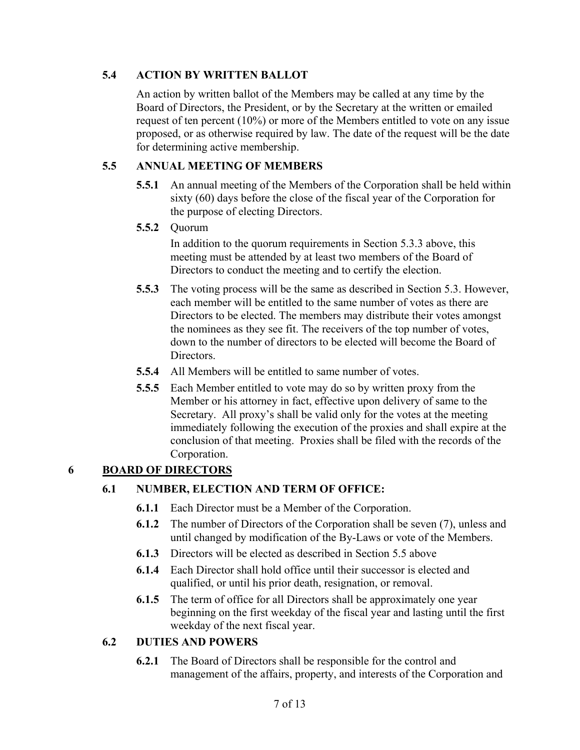### 5.4 ACTION BY WRITTEN BALLOT

An action by written ballot of the Members may be called at any time by the Board of Directors, the President, or by the Secretary at the written or emailed request of ten percent (10%) or more of the Members entitled to vote on any issue proposed, or as otherwise required by law. The date of the request will be the date for determining active membership.

### 5.5 ANNUAL MEETING OF MEMBERS

**5.5.1** An annual meeting of the Members of the Corporation shall be held within sixty (60) days before the close of the fiscal year of the Corporation for the purpose of electing Directors.

**5.5.2** Quorum

In addition to the quorum requirements in Section 5.3.3 above, this meeting must be attended by at least two members of the Board of Directors to conduct the meeting and to certify the election.

**5.5.3** The voting process will be the same as described in Section 5.3. However, each member will be entitled to the same number of votes as there are Directors to be elected. The members may distribute their votes amongst the nominees as they see fit. The receivers of the top number of votes, down to the number of directors to be elected will become the Board of Directors.

**5.5.4** All Members will be entitled to same number of votes.

**5.5.5** Each Member entitled to vote may do so by written proxy from the Member or his attorney in fact, effective upon delivery of same to the Secretary. All proxy's shall be valid only for the votes at the meeting immediately following the execution of the proxies and shall expire at the conclusion of that meeting. Proxies shall be filed with the records of the Corporation.

## 6 BOARD OF DIRECTORS

### 6.1 NUMBER, ELECTION AND TERM OF OFFICE:

**6.1.1** Each Director must be a Member of the Corporation.

**6.1.2** The number of Directors of the Corporation shall be seven (7), unless and until changed by modification of the By-Laws or vote of the Members.

**6.1.3** Directors will be elected as described in Section 5.5 above

**6.1.4** Each Director shall hold office until their successor is elected and qualified, or until his prior death, resignation, or removal.

**6.1.5** The term of office for all Directors shall be approximately one year beginning on the first weekday of the fiscal year and lasting until the first weekday of the next fiscal year.

### 6.2 DUTIES AND POWERS

**6.2.1** The Board of Directors shall be responsible for the control and management of the affairs, property, and interests of the Corporation and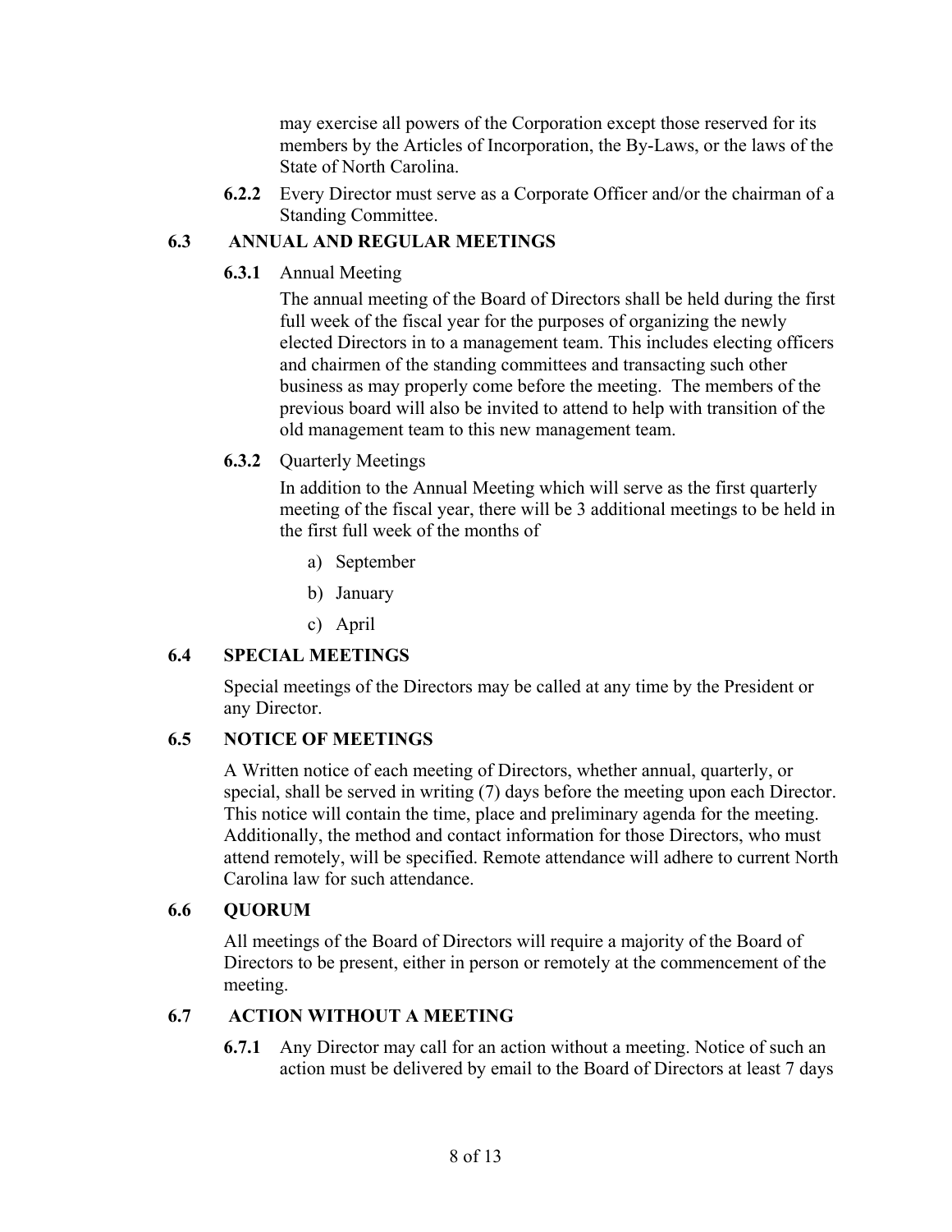may exercise all powers of the Corporation except those reserved for its members by the Articles of Incorporation, the By-Laws, or the laws of the State of North Carolina.

**6.2.2** Every Director must serve as a Corporate Officer and/or the chairman of a Standing Committee.

## 6.3 ANNUAL AND REGULAR MEETINGS

**6.3.1** Annual Meeting

The annual meeting of the Board of Directors shall be held during the first full week of the fiscal year for the purposes of organizing the newly elected Directors in to a management team. This includes electing officers and chairmen of the standing committees and transacting such other business as may properly come before the meeting. The members of the previous board will also be invited to attend to help with transition of the old management team to this new management team.

**6.3.2** Quarterly Meetings

In addition to the Annual Meeting which will serve as the first quarterly meeting of the fiscal year, there will be 3 additional meetings to be held in the first full week of the months of

a) September

b) January

c) April

## 6.4 SPECIAL MEETINGS

Special meetings of the Directors may be called at any time by the President or any Director.

## 6.5 NOTICE OF MEETINGS

A Written notice of each meeting of Directors, whether annual, quarterly, or special, shall be served in writing (7) days before the meeting upon each Director. This notice will contain the time, place and preliminary agenda for the meeting. Additionally, the method and contact information for those Directors, who must attend remotely, will be specified. Remote attendance will adhere to current North Carolina law for such attendance.

## 6.6 QUORUM

All meetings of the Board of Directors will require a majority of the Board of Directors to be present, either in person or remotely at the commencement of the meeting.

## 6.7 ACTION WITHOUT A MEETING

**6.7.1** Any Director may call for an action without a meeting. Notice of such an action must be delivered by email to the Board of Directors at least 7 days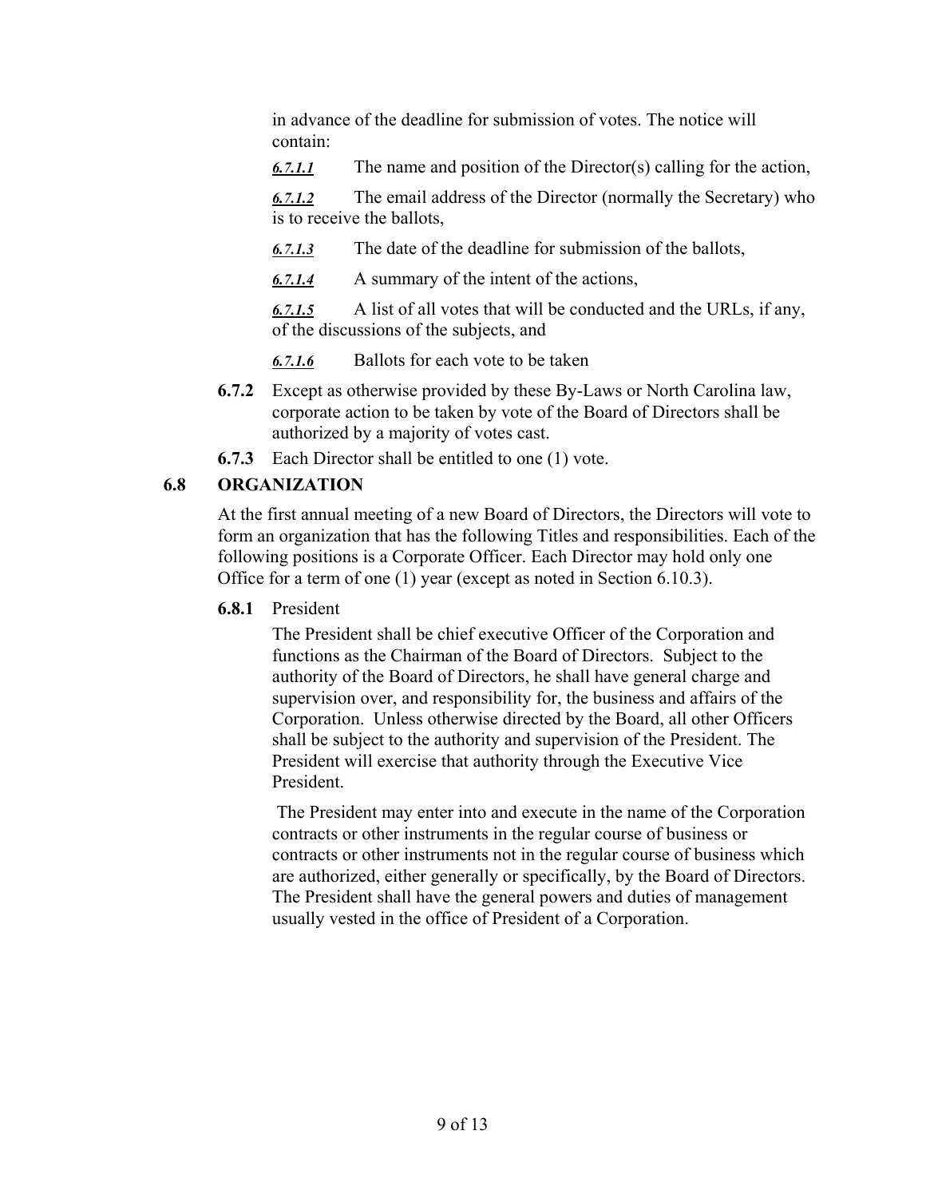in advance of the deadline for submission of votes. The notice will contain:

***6.7.1.1*** The name and position of the Director(s) calling for the action,

***6.7.1.2*** The email address of the Director (normally the Secretary) who is to receive the ballots,

***6.7.1.3*** The date of the deadline for submission of the ballots,

***6.7.1.4*** A summary of the intent of the actions,

***6.7.1.5*** A list of all votes that will be conducted and the URLs, if any, of the discussions of the subjects, and

***6.7.1.6*** Ballots for each vote to be taken

**6.7.2** Except as otherwise provided by these By-Laws or North Carolina law, corporate action to be taken by vote of the Board of Directors shall be authorized by a majority of votes cast.

**6.7.3** Each Director shall be entitled to one (1) vote.

### 6.8 ORGANIZATION

At the first annual meeting of a new Board of Directors, the Directors will vote to form an organization that has the following Titles and responsibilities. Each of the following positions is a Corporate Officer. Each Director may hold only one Office for a term of one (1) year (except as noted in Section 6.10.3).

**6.8.1** President

The President shall be chief executive Officer of the Corporation and functions as the Chairman of the Board of Directors. Subject to the authority of the Board of Directors, he shall have general charge and supervision over, and responsibility for, the business and affairs of the Corporation. Unless otherwise directed by the Board, all other Officers shall be subject to the authority and supervision of the President. The President will exercise that authority through the Executive Vice President.

The President may enter into and execute in the name of the Corporation contracts or other instruments in the regular course of business or contracts or other instruments not in the regular course of business which are authorized, either generally or specifically, by the Board of Directors. The President shall have the general powers and duties of management usually vested in the office of President of a Corporation.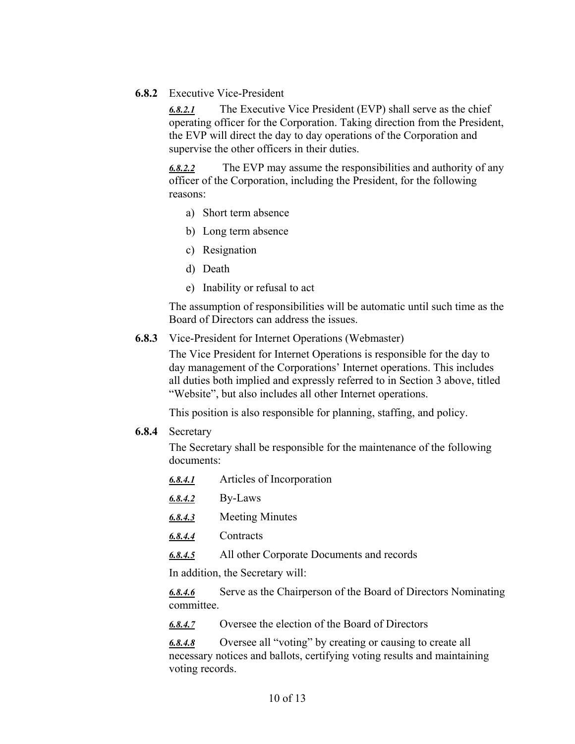**6.8.2** Executive Vice-President

***6.8.2.1*** The Executive Vice President (EVP) shall serve as the chief operating officer for the Corporation. Taking direction from the President, the EVP will direct the day to day operations of the Corporation and supervise the other officers in their duties.

***6.8.2.2*** The EVP may assume the responsibilities and authority of any officer of the Corporation, including the President, for the following reasons:

a) Short term absence

b) Long term absence

c) Resignation

d) Death

e) Inability or refusal to act

The assumption of responsibilities will be automatic until such time as the Board of Directors can address the issues.

**6.8.3** Vice-President for Internet Operations (Webmaster)

The Vice President for Internet Operations is responsible for the day to day management of the Corporations' Internet operations. This includes all duties both implied and expressly referred to in Section 3 above, titled "Website", but also includes all other Internet operations.

This position is also responsible for planning, staffing, and policy.

**6.8.4** Secretary

The Secretary shall be responsible for the maintenance of the following documents:

***6.8.4.1*** Articles of Incorporation

***6.8.4.2*** By-Laws

***6.8.4.3*** Meeting Minutes

***6.8.4.4*** Contracts

***6.8.4.5*** All other Corporate Documents and records

In addition, the Secretary will:

***6.8.4.6*** Serve as the Chairperson of the Board of Directors Nominating committee.

***6.8.4.7*** Oversee the election of the Board of Directors

***6.8.4.8*** Oversee all "voting" by creating or causing to create all necessary notices and ballots, certifying voting results and maintaining voting records.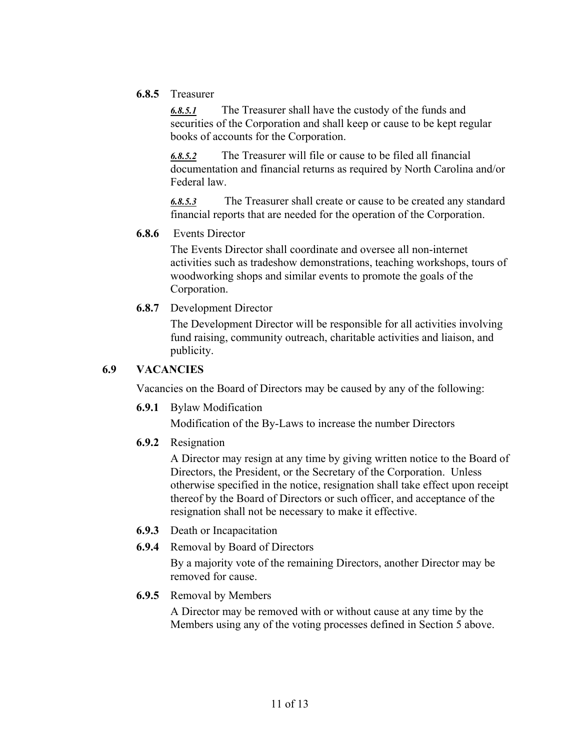**6.8.5** Treasurer

***6.8.5.1*** The Treasurer shall have the custody of the funds and securities of the Corporation and shall keep or cause to be kept regular books of accounts for the Corporation.

***6.8.5.2*** The Treasurer will file or cause to be filed all financial documentation and financial returns as required by North Carolina and/or Federal law.

***6.8.5.3*** The Treasurer shall create or cause to be created any standard financial reports that are needed for the operation of the Corporation.

**6.8.6** Events Director

The Events Director shall coordinate and oversee all non-internet activities such as tradeshow demonstrations, teaching workshops, tours of woodworking shops and similar events to promote the goals of the Corporation.

**6.8.7** Development Director

The Development Director will be responsible for all activities involving fund raising, community outreach, charitable activities and liaison, and publicity.

## 6.9 VACANCIES

Vacancies on the Board of Directors may be caused by any of the following:

**6.9.1** Bylaw Modification

Modification of the By-Laws to increase the number Directors

**6.9.2** Resignation

A Director may resign at any time by giving written notice to the Board of Directors, the President, or the Secretary of the Corporation. Unless otherwise specified in the notice, resignation shall take effect upon receipt thereof by the Board of Directors or such officer, and acceptance of the resignation shall not be necessary to make it effective.

**6.9.3** Death or Incapacitation

**6.9.4** Removal by Board of Directors

By a majority vote of the remaining Directors, another Director may be removed for cause.

**6.9.5** Removal by Members

A Director may be removed with or without cause at any time by the Members using any of the voting processes defined in Section 5 above.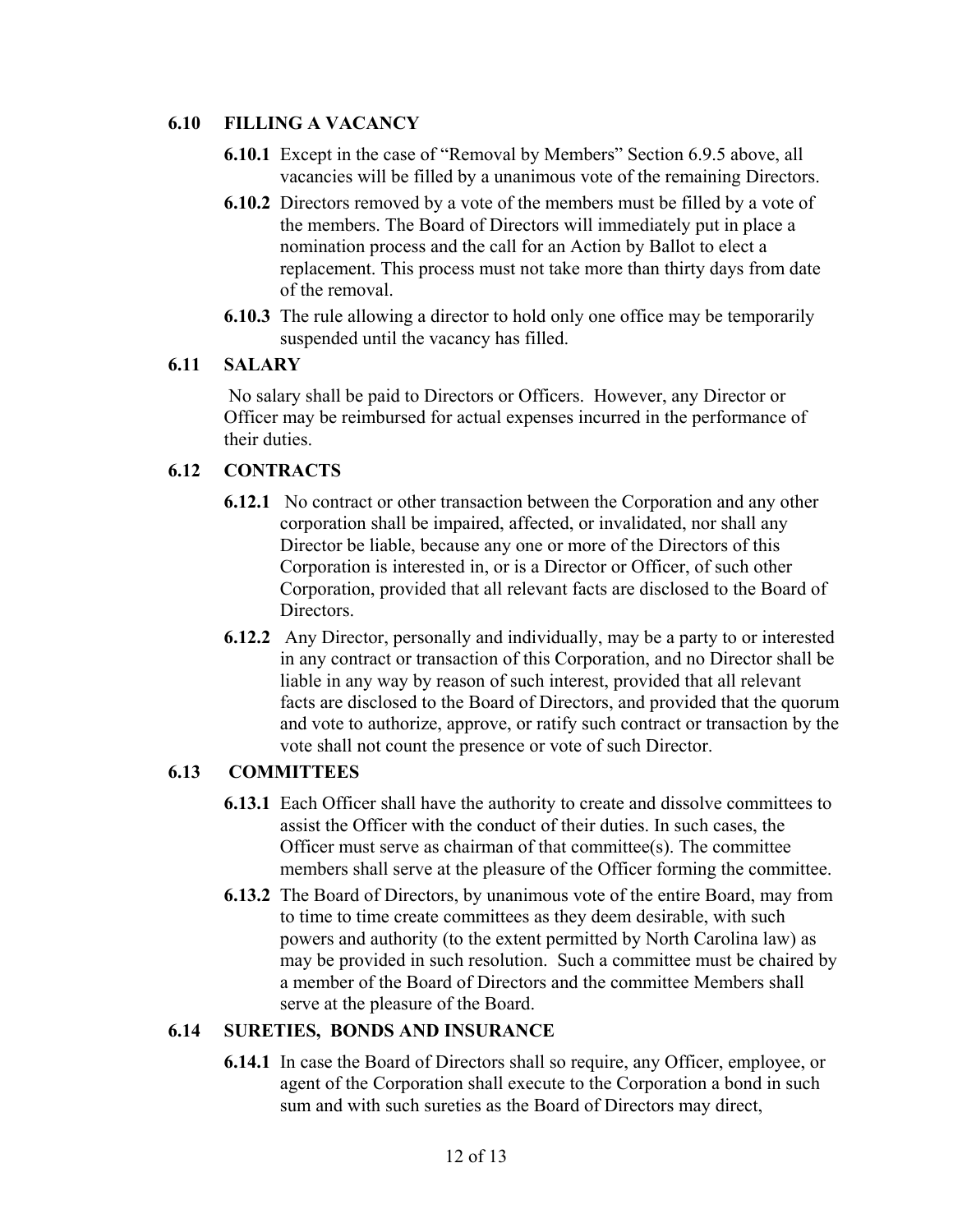### 6.10 FILLING A VACANCY

**6.10.1** Except in the case of "Removal by Members" Section 6.9.5 above, all vacancies will be filled by a unanimous vote of the remaining Directors.

**6.10.2** Directors removed by a vote of the members must be filled by a vote of the members. The Board of Directors will immediately put in place a nomination process and the call for an Action by Ballot to elect a replacement. This process must not take more than thirty days from date of the removal.

**6.10.3** The rule allowing a director to hold only one office may be temporarily suspended until the vacancy has filled.

### 6.11 SALARY

No salary shall be paid to Directors or Officers. However, any Director or Officer may be reimbursed for actual expenses incurred in the performance of their duties.

### 6.12 CONTRACTS

**6.12.1** No contract or other transaction between the Corporation and any other corporation shall be impaired, affected, or invalidated, nor shall any Director be liable, because any one or more of the Directors of this Corporation is interested in, or is a Director or Officer, of such other Corporation, provided that all relevant facts are disclosed to the Board of Directors.

**6.12.2** Any Director, personally and individually, may be a party to or interested in any contract or transaction of this Corporation, and no Director shall be liable in any way by reason of such interest, provided that all relevant facts are disclosed to the Board of Directors, and provided that the quorum and vote to authorize, approve, or ratify such contract or transaction by the vote shall not count the presence or vote of such Director.

### 6.13 COMMITTEES

**6.13.1** Each Officer shall have the authority to create and dissolve committees to assist the Officer with the conduct of their duties. In such cases, the Officer must serve as chairman of that committee(s). The committee members shall serve at the pleasure of the Officer forming the committee.

**6.13.2** The Board of Directors, by unanimous vote of the entire Board, may from to time to time create committees as they deem desirable, with such powers and authority (to the extent permitted by North Carolina law) as may be provided in such resolution. Such a committee must be chaired by a member of the Board of Directors and the committee Members shall serve at the pleasure of the Board.

### 6.14 SURETIES, BONDS AND INSURANCE

**6.14.1** In case the Board of Directors shall so require, any Officer, employee, or agent of the Corporation shall execute to the Corporation a bond in such sum and with such sureties as the Board of Directors may direct,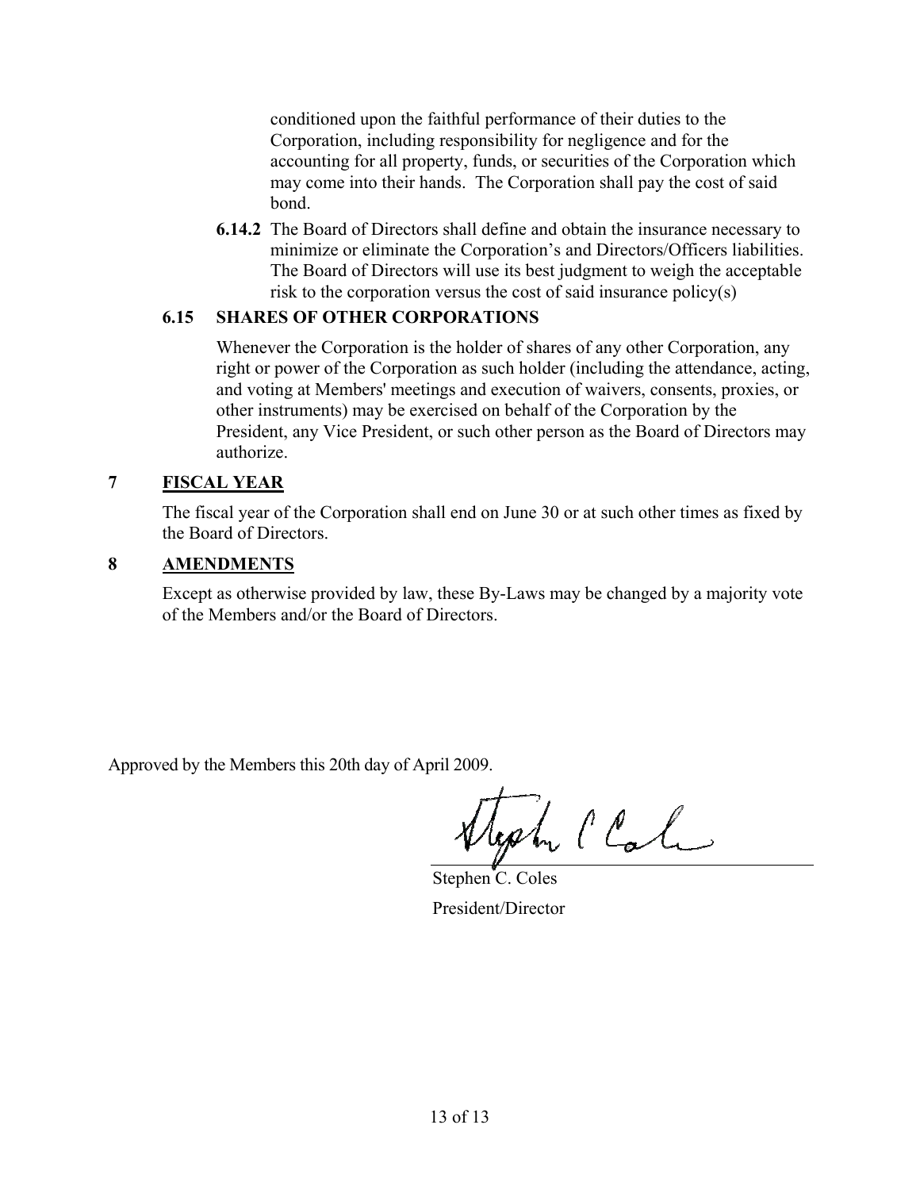conditioned upon the faithful performance of their duties to the Corporation, including responsibility for negligence and for the accounting for all property, funds, or securities of the Corporation which may come into their hands. The Corporation shall pay the cost of said bond.

**6.14.2** The Board of Directors shall define and obtain the insurance necessary to minimize or eliminate the Corporation's and Directors/Officers liabilities. The Board of Directors will use its best judgment to weigh the acceptable risk to the corporation versus the cost of said insurance policy(s)

### 6.15 SHARES OF OTHER CORPORATIONS

Whenever the Corporation is the holder of shares of any other Corporation, any right or power of the Corporation as such holder (including the attendance, acting, and voting at Members' meetings and execution of waivers, consents, proxies, or other instruments) may be exercised on behalf of the Corporation by the President, any Vice President, or such other person as the Board of Directors may authorize.

## 7 FISCAL YEAR

The fiscal year of the Corporation shall end on June 30 or at such other times as fixed by the Board of Directors.

## 8 AMENDMENTS

Except as otherwise provided by law, these By-Laws may be changed by a majority vote of the Members and/or the Board of Directors.

Approved by the Members this 20th day of April 2009.

Stephen C. Coles
President/Director